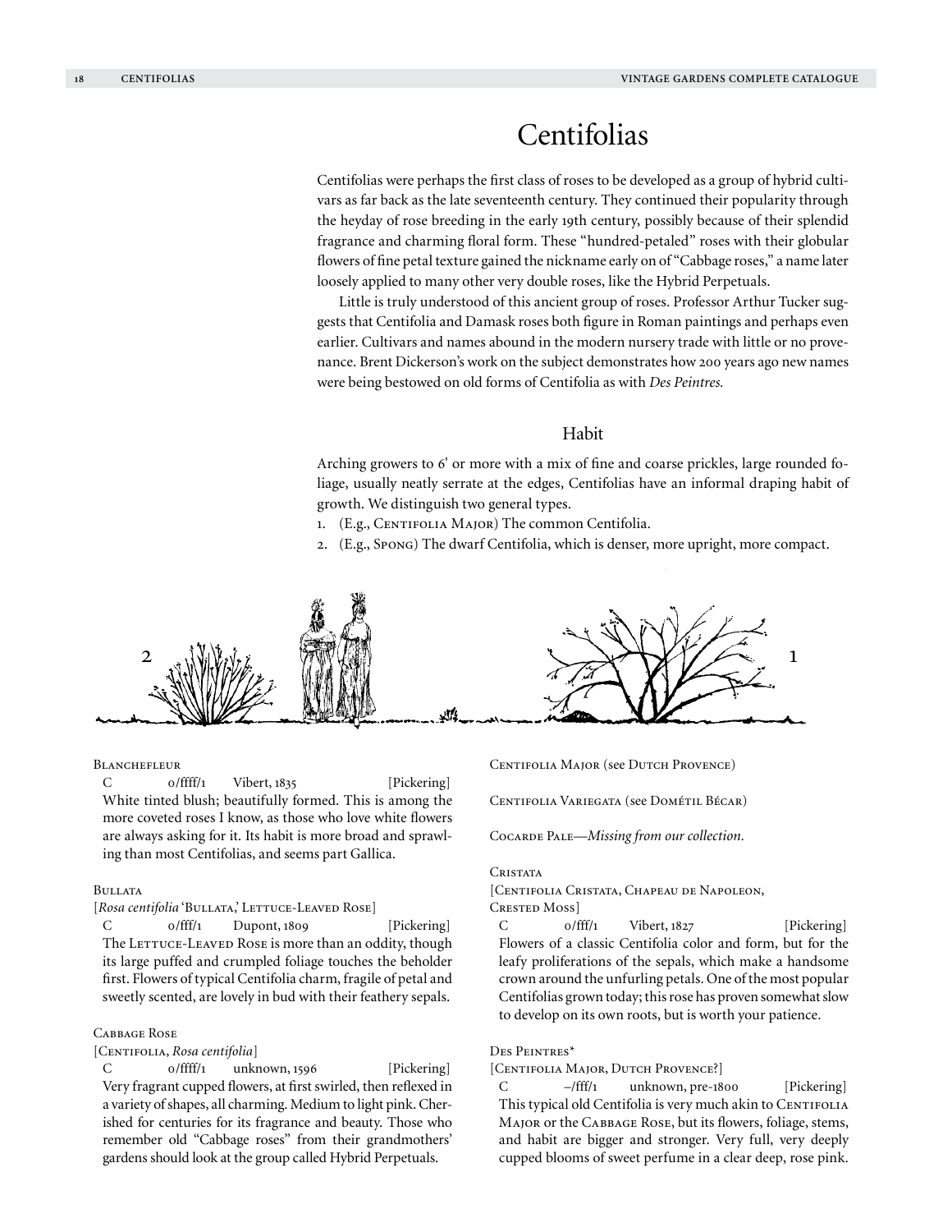# Centifolias

Centifolias were perhaps the first class of roses to be developed as a group of hybrid cultivars as far back as the late seventeenth century. They continued their popularity through the heyday of rose breeding in the early 19th century, possibly because of their splendid fragrance and charming floral form. These "hundred-petaled" roses with their globular flowers of fine petal texture gained the nickname early on of "Cabbage roses," a name later loosely applied to many other very double roses, like the Hybrid Perpetuals.

Little is truly understood of this ancient group of roses. Professor Arthur Tucker suggests that Centifolia and Damask roses both figure in Roman paintings and perhaps even earlier. Cultivars and names abound in the modern nursery trade with little or no provenance. Brent Dickerson's work on the subject demonstrates how 200 years ago new names were being bestowed on old forms of Centifolia as with *Des Peintres.*

## Habit

Arching growers to 6' or more with a mix of fine and coarse prickles, large rounded foliage, usually neatly serrate at the edges, Centifolias have an informal draping habit of growth. We distinguish two general types.

1. (E.g., Centifolia Major) The common Centifolia.
2. (E.g., Spong) The dwarf Centifolia, which is denser, more upright, more compact.

2 1

Blanchefleur
C 0/ffff/1 Vibert, 1835 [Pickering]
White tinted blush; beautifully formed. This is among the more coveted roses I know, as those who love white flowers are always asking for it. Its habit is more broad and sprawling than most Centifolias, and seems part Gallica.

Bullata
[*Rosa centifolia* 'Bullata,' Lettuce-Leaved Rose]
C 0/fff/1 Dupont, 1809 [Pickering]
The Lettuce-Leaved Rose is more than an oddity, though its large puffed and crumpled foliage touches the beholder first. Flowers of typical Centifolia charm, fragile of petal and sweetly scented, are lovely in bud with their feathery sepals.

Cabbage Rose
[Centifolia, *Rosa centifolia*]
C 0/ffff/1 unknown, 1596 [Pickering]
Very fragrant cupped flowers, at first swirled, then reflexed in a variety of shapes, all charming. Medium to light pink. Cherished for centuries for its fragrance and beauty. Those who remember old "Cabbage roses" from their grandmothers' gardens should look at the group called Hybrid Perpetuals.

Centifolia Major (see Dutch Provence)

Centifolia Variegata (see Dométil Bécar)

Cocarde Pale—*Missing from our collection.*

Cristata
[Centifolia Cristata, Chapeau de Napoleon, Crested Moss]
C 0/fff/1 Vibert, 1827 [Pickering]
Flowers of a classic Centifolia color and form, but for the leafy proliferations of the sepals, which make a handsome crown around the unfurling petals. One of the most popular Centifolias grown today; this rose has proven somewhat slow to develop on its own roots, but is worth your patience.

Des Peintres*
[Centifolia Major, Dutch Provence?]
C –/fff/1 unknown, pre-1800 [Pickering]
This typical old Centifolia is very much akin to Centifolia Major or the Cabbage Rose, but its flowers, foliage, stems, and habit are bigger and stronger. Very full, very deeply cupped blooms of sweet perfume in a clear deep, rose pink.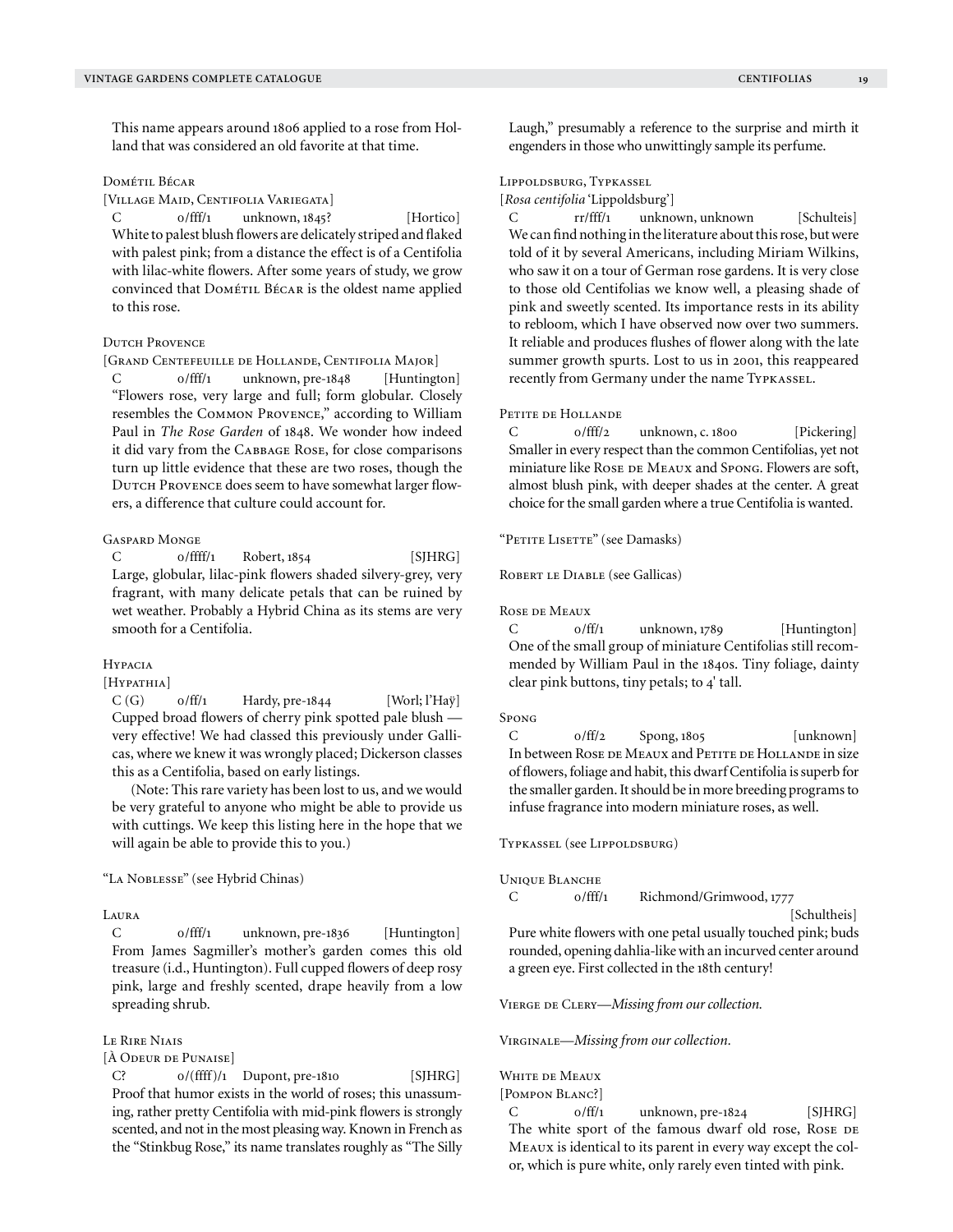This name appears around 1806 applied to a rose from Holland that was considered an old favorite at that time.

Dométil Bécar

[Village Maid, Centifolia Variegata]

C  0/fff/1  unknown, 1845?  [Hortico]

White to palest blush flowers are delicately striped and flaked with palest pink; from a distance the effect is of a Centifolia with lilac-white flowers. After some years of study, we grow convinced that Dométil Bécar is the oldest name applied to this rose.

Dutch Provence

[Grand Centefeuille de Hollande, Centifolia Major]

C  0/fff/1  unknown, pre-1848  [Huntington]

"Flowers rose, very large and full; form globular. Closely resembles the Common Provence," according to William Paul in *The Rose Garden* of 1848. We wonder how indeed it did vary from the Cabbage Rose, for close comparisons turn up little evidence that these are two roses, though the Dutch Provence does seem to have somewhat larger flowers, a difference that culture could account for.

Gaspard Monge

C  0/ffff/1  Robert, 1854  [SJHRG]

Large, globular, lilac-pink flowers shaded silvery-grey, very fragrant, with many delicate petals that can be ruined by wet weather. Probably a Hybrid China as its stems are very smooth for a Centifolia.

Hypacia

[Hypathia]

C (G)  0/ff/1  Hardy, pre-1844  [Worl; l'Haÿ]

Cupped broad flowers of cherry pink spotted pale blush — very effective! We had classed this previously under Gallicas, where we knew it was wrongly placed; Dickerson classes this as a Centifolia, based on early listings.

(Note: This rare variety has been lost to us, and we would be very grateful to anyone who might be able to provide us with cuttings. We keep this listing here in the hope that we will again be able to provide this to you.)

"La Noblesse" (see Hybrid Chinas)

Laura

C  0/fff/1  unknown, pre-1836  [Huntington]

From James Sagmiller's mother's garden comes this old treasure (i.d., Huntington). Full cupped flowers of deep rosy pink, large and freshly scented, drape heavily from a low spreading shrub.

Le Rire Niais

[À Odeur de Punaise]

C?  0/(ffff)/1  Dupont, pre-1810  [SJHRG]

Proof that humor exists in the world of roses; this unassuming, rather pretty Centifolia with mid-pink flowers is strongly scented, and not in the most pleasing way. Known in French as the "Stinkbug Rose," its name translates roughly as "The Silly Laugh," presumably a reference to the surprise and mirth it engenders in those who unwittingly sample its perfume.

Lippoldsburg, Typkassel

[*Rosa centifolia* 'Lippoldsburg']

C  rr/fff/1  unknown, unknown  [Schulteis]

We can find nothing in the literature about this rose, but were told of it by several Americans, including Miriam Wilkins, who saw it on a tour of German rose gardens. It is very close to those old Centifolias we know well, a pleasing shade of pink and sweetly scented. Its importance rests in its ability to rebloom, which I have observed now over two summers. It reliable and produces flushes of flower along with the late summer growth spurts. Lost to us in 2001, this reappeared recently from Germany under the name Typkassel.

Petite de Hollande

C  0/fff/2  unknown, c. 1800  [Pickering]

Smaller in every respect than the common Centifolias, yet not miniature like Rose de Meaux and Spong. Flowers are soft, almost blush pink, with deeper shades at the center. A great choice for the small garden where a true Centifolia is wanted.

"Petite Lisette" (see Damasks)

Robert le Diable (see Gallicas)

Rose de Meaux

C  0/ff/1  unknown, 1789  [Huntington]

One of the small group of miniature Centifolias still recommended by William Paul in the 1840s. Tiny foliage, dainty clear pink buttons, tiny petals; to 4' tall.

Spong

C  0/ff/2  Spong, 1805  [unknown]

In between Rose de Meaux and Petite de Hollande in size of flowers, foliage and habit, this dwarf Centifolia is superb for the smaller garden. It should be in more breeding programs to infuse fragrance into modern miniature roses, as well.

Typkassel (see Lippoldsburg)

Unique Blanche

C  0/fff/1  Richmond/Grimwood, 1777  [Schultheis]

Pure white flowers with one petal usually touched pink; buds rounded, opening dahlia-like with an incurved center around a green eye. First collected in the 18th century!

Vierge de Clery—*Missing from our collection.*

Virginale—*Missing from our collection.*

White de Meaux

[Pompon Blanc?]

C  0/ff/1  unknown, pre-1824  [SJHRG]

The white sport of the famous dwarf old rose, Rose de Meaux is identical to its parent in every way except the color, which is pure white, only rarely even tinted with pink.